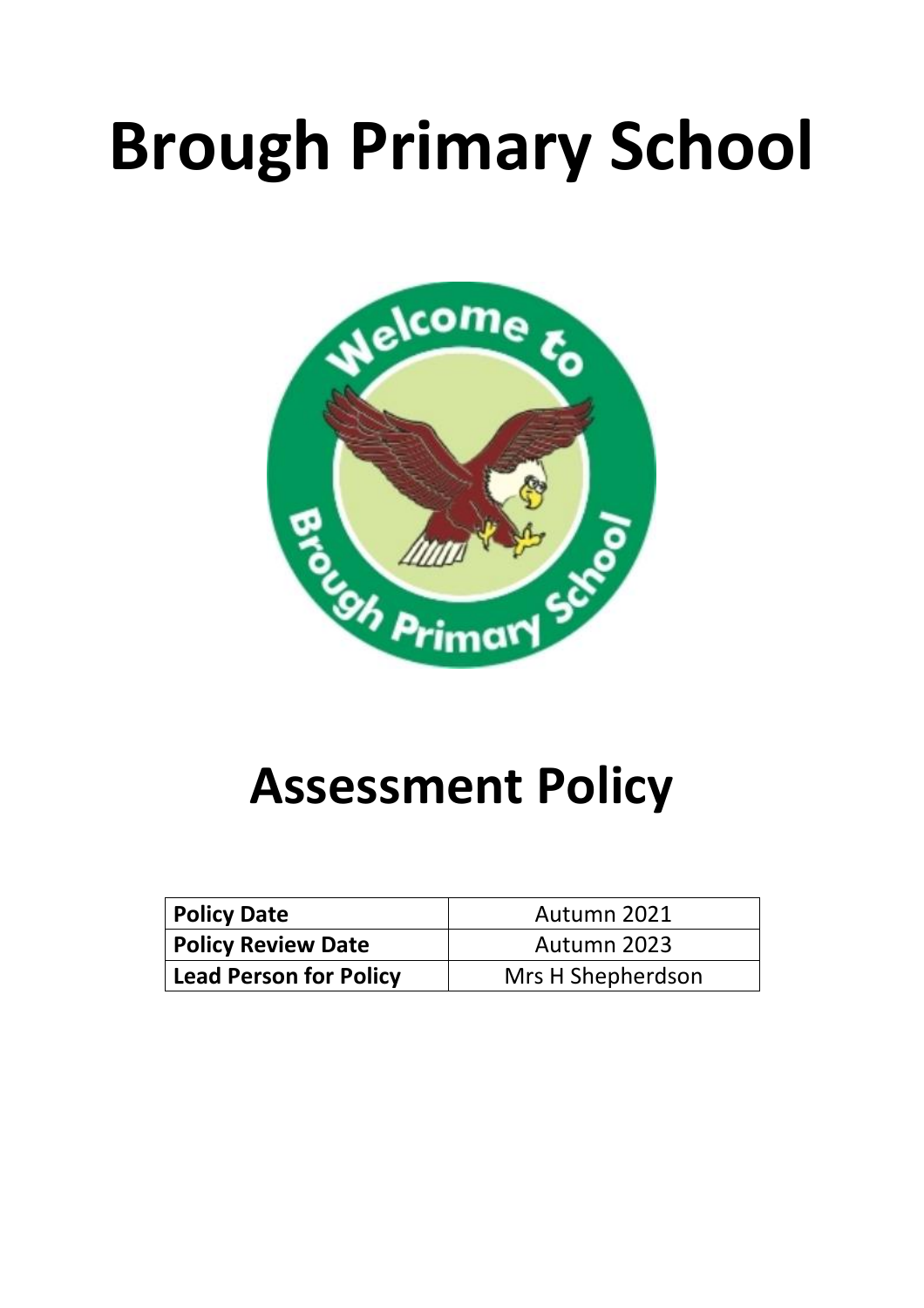# Brough Primary School

# Assessment Policy

| | |
|---|---|
| **Policy Date** | Autumn 2021 |
| **Policy Review Date** | Autumn 2023 |
| **Lead Person for Policy** | Mrs H Shepherdson |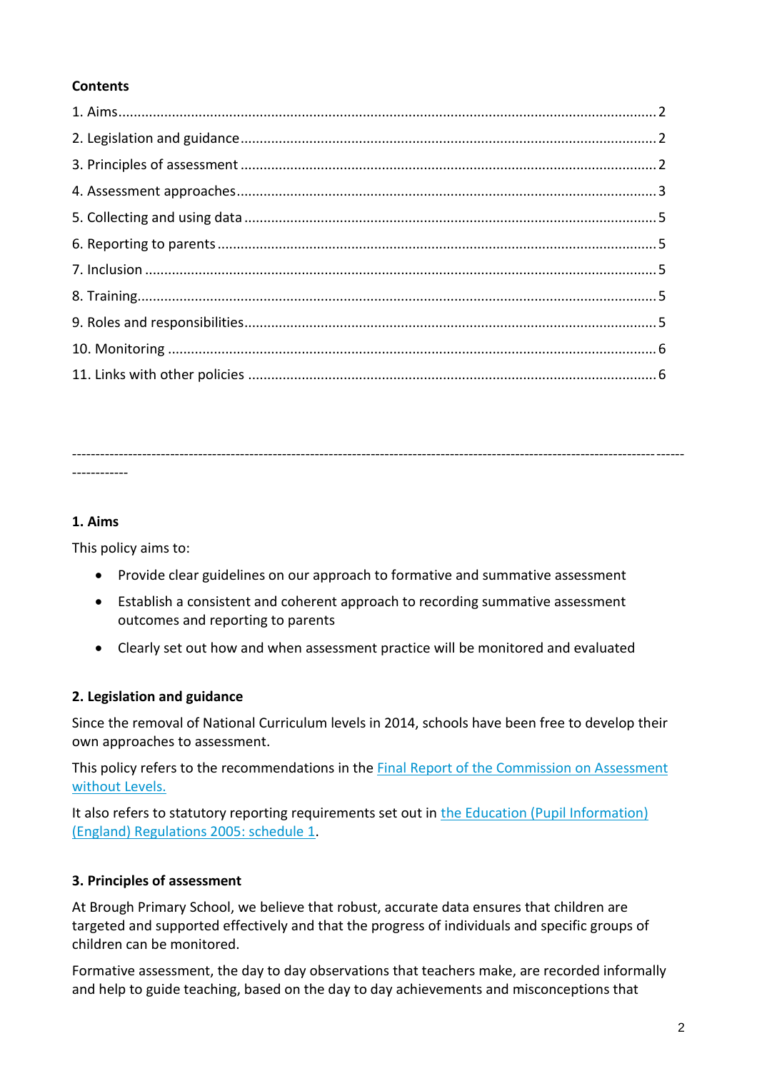**Contents**

1. Aims........................................................................................................................2
2. Legislation and guidance........................................................................................2
3. Principles of assessment ........................................................................................2
4. Assessment approaches.........................................................................................3
5. Collecting and using data .......................................................................................5
6. Reporting to parents ...............................................................................................5
7. Inclusion .................................................................................................................5
8. Training...................................................................................................................5
9. Roles and responsibilities........................................................................................5
10. Monitoring ............................................................................................................6
11. Links with other policies ........................................................................................6

------------------------------------------------------------------------------------------------------------------------------------------------

## 1. Aims

This policy aims to:

- Provide clear guidelines on our approach to formative and summative assessment
- Establish a consistent and coherent approach to recording summative assessment outcomes and reporting to parents
- Clearly set out how and when assessment practice will be monitored and evaluated

## 2. Legislation and guidance

Since the removal of National Curriculum levels in 2014, schools have been free to develop their own approaches to assessment.

This policy refers to the recommendations in the Final Report of the Commission on Assessment without Levels.

It also refers to statutory reporting requirements set out in the Education (Pupil Information) (England) Regulations 2005: schedule 1.

## 3. Principles of assessment

At Brough Primary School, we believe that robust, accurate data ensures that children are targeted and supported effectively and that the progress of individuals and specific groups of children can be monitored.

Formative assessment, the day to day observations that teachers make, are recorded informally and help to guide teaching, based on the day to day achievements and misconceptions that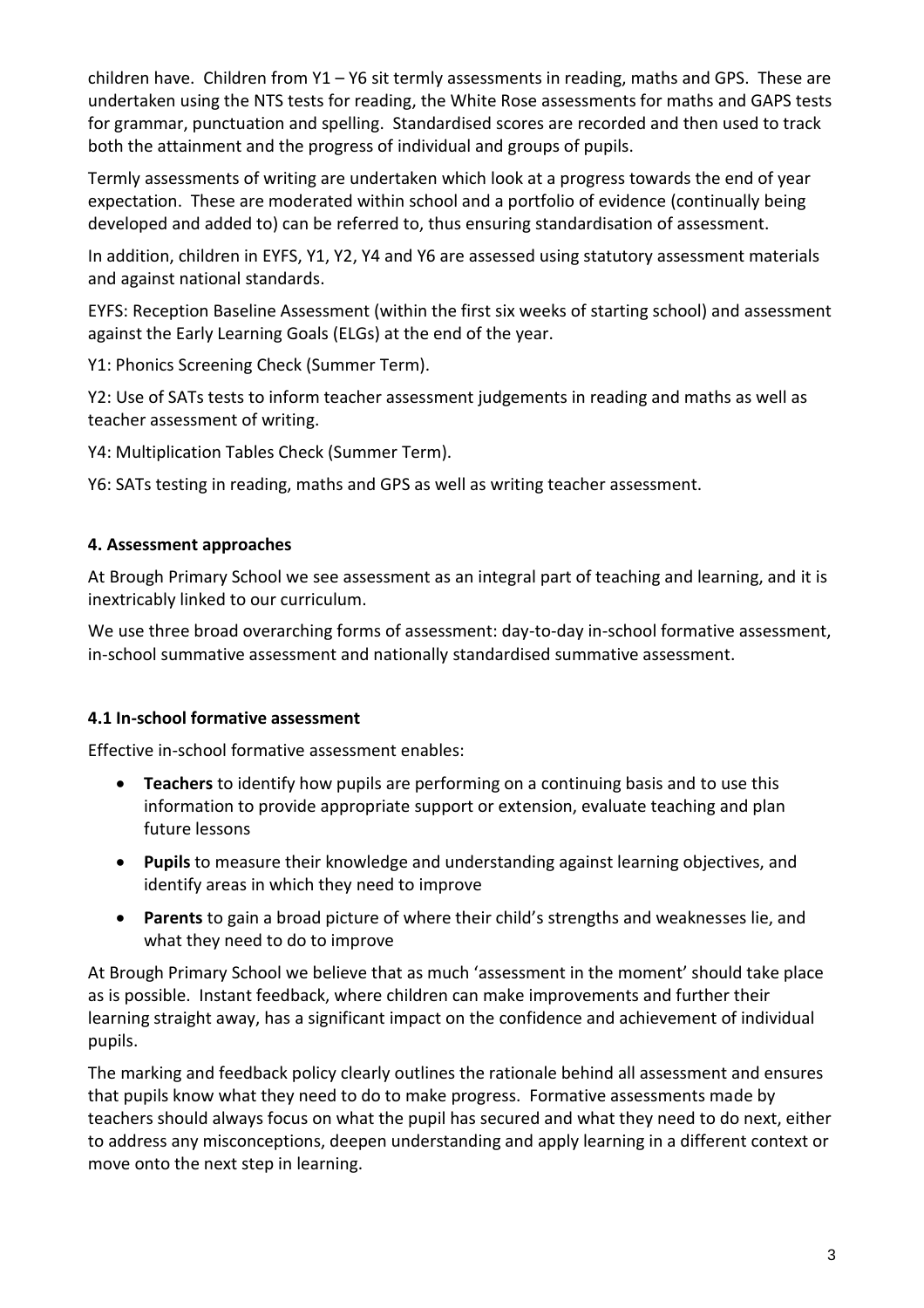children have. Children from Y1 – Y6 sit termly assessments in reading, maths and GPS. These are undertaken using the NTS tests for reading, the White Rose assessments for maths and GAPS tests for grammar, punctuation and spelling. Standardised scores are recorded and then used to track both the attainment and the progress of individual and groups of pupils.

Termly assessments of writing are undertaken which look at a progress towards the end of year expectation. These are moderated within school and a portfolio of evidence (continually being developed and added to) can be referred to, thus ensuring standardisation of assessment.

In addition, children in EYFS, Y1, Y2, Y4 and Y6 are assessed using statutory assessment materials and against national standards.

EYFS: Reception Baseline Assessment (within the first six weeks of starting school) and assessment against the Early Learning Goals (ELGs) at the end of the year.

Y1: Phonics Screening Check (Summer Term).

Y2: Use of SATs tests to inform teacher assessment judgements in reading and maths as well as teacher assessment of writing.

Y4: Multiplication Tables Check (Summer Term).

Y6: SATs testing in reading, maths and GPS as well as writing teacher assessment.

## 4. Assessment approaches

At Brough Primary School we see assessment as an integral part of teaching and learning, and it is inextricably linked to our curriculum.

We use three broad overarching forms of assessment: day-to-day in-school formative assessment, in-school summative assessment and nationally standardised summative assessment.

### 4.1 In-school formative assessment

Effective in-school formative assessment enables:

- **Teachers** to identify how pupils are performing on a continuing basis and to use this information to provide appropriate support or extension, evaluate teaching and plan future lessons
- **Pupils** to measure their knowledge and understanding against learning objectives, and identify areas in which they need to improve
- **Parents** to gain a broad picture of where their child's strengths and weaknesses lie, and what they need to do to improve

At Brough Primary School we believe that as much 'assessment in the moment' should take place as is possible. Instant feedback, where children can make improvements and further their learning straight away, has a significant impact on the confidence and achievement of individual pupils.

The marking and feedback policy clearly outlines the rationale behind all assessment and ensures that pupils know what they need to do to make progress. Formative assessments made by teachers should always focus on what the pupil has secured and what they need to do next, either to address any misconceptions, deepen understanding and apply learning in a different context or move onto the next step in learning.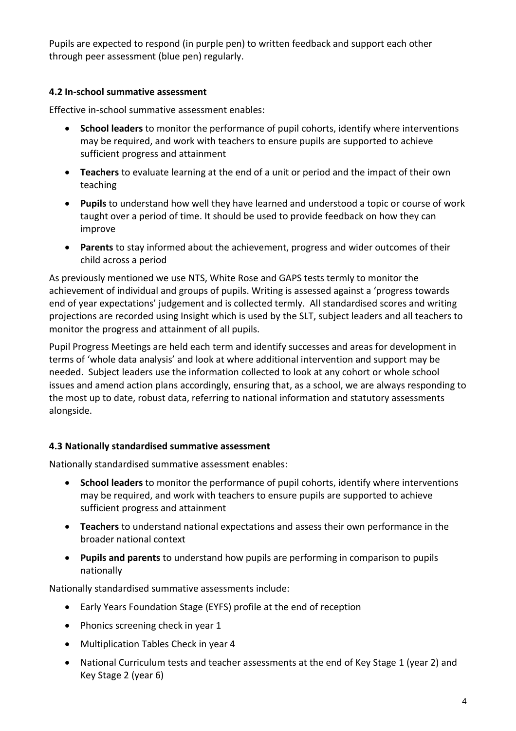Pupils are expected to respond (in purple pen) to written feedback and support each other through peer assessment (blue pen) regularly.

### 4.2 In-school summative assessment

Effective in-school summative assessment enables:

- **School leaders** to monitor the performance of pupil cohorts, identify where interventions may be required, and work with teachers to ensure pupils are supported to achieve sufficient progress and attainment
- **Teachers** to evaluate learning at the end of a unit or period and the impact of their own teaching
- **Pupils** to understand how well they have learned and understood a topic or course of work taught over a period of time. It should be used to provide feedback on how they can improve
- **Parents** to stay informed about the achievement, progress and wider outcomes of their child across a period

As previously mentioned we use NTS, White Rose and GAPS tests termly to monitor the achievement of individual and groups of pupils. Writing is assessed against a 'progress towards end of year expectations' judgement and is collected termly. All standardised scores and writing projections are recorded using Insight which is used by the SLT, subject leaders and all teachers to monitor the progress and attainment of all pupils.

Pupil Progress Meetings are held each term and identify successes and areas for development in terms of 'whole data analysis' and look at where additional intervention and support may be needed. Subject leaders use the information collected to look at any cohort or whole school issues and amend action plans accordingly, ensuring that, as a school, we are always responding to the most up to date, robust data, referring to national information and statutory assessments alongside.

### 4.3 Nationally standardised summative assessment

Nationally standardised summative assessment enables:

- **School leaders** to monitor the performance of pupil cohorts, identify where interventions may be required, and work with teachers to ensure pupils are supported to achieve sufficient progress and attainment
- **Teachers** to understand national expectations and assess their own performance in the broader national context
- **Pupils and parents** to understand how pupils are performing in comparison to pupils nationally

Nationally standardised summative assessments include:

- Early Years Foundation Stage (EYFS) profile at the end of reception
- Phonics screening check in year 1
- Multiplication Tables Check in year 4
- National Curriculum tests and teacher assessments at the end of Key Stage 1 (year 2) and Key Stage 2 (year 6)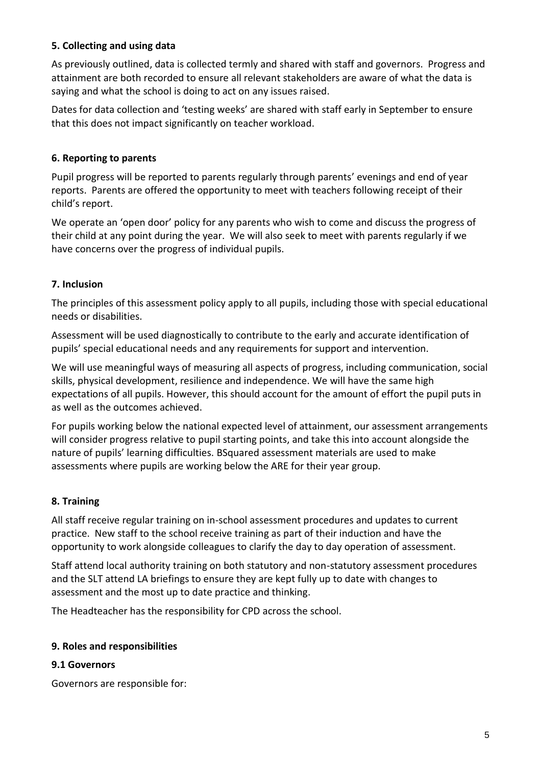### 5. Collecting and using data

As previously outlined, data is collected termly and shared with staff and governors. Progress and attainment are both recorded to ensure all relevant stakeholders are aware of what the data is saying and what the school is doing to act on any issues raised.

Dates for data collection and 'testing weeks' are shared with staff early in September to ensure that this does not impact significantly on teacher workload.

### 6. Reporting to parents

Pupil progress will be reported to parents regularly through parents' evenings and end of year reports. Parents are offered the opportunity to meet with teachers following receipt of their child's report.

We operate an 'open door' policy for any parents who wish to come and discuss the progress of their child at any point during the year. We will also seek to meet with parents regularly if we have concerns over the progress of individual pupils.

### 7. Inclusion

The principles of this assessment policy apply to all pupils, including those with special educational needs or disabilities.

Assessment will be used diagnostically to contribute to the early and accurate identification of pupils' special educational needs and any requirements for support and intervention.

We will use meaningful ways of measuring all aspects of progress, including communication, social skills, physical development, resilience and independence. We will have the same high expectations of all pupils. However, this should account for the amount of effort the pupil puts in as well as the outcomes achieved.

For pupils working below the national expected level of attainment, our assessment arrangements will consider progress relative to pupil starting points, and take this into account alongside the nature of pupils' learning difficulties. BSquared assessment materials are used to make assessments where pupils are working below the ARE for their year group.

### 8. Training

All staff receive regular training on in-school assessment procedures and updates to current practice. New staff to the school receive training as part of their induction and have the opportunity to work alongside colleagues to clarify the day to day operation of assessment.

Staff attend local authority training on both statutory and non-statutory assessment procedures and the SLT attend LA briefings to ensure they are kept fully up to date with changes to assessment and the most up to date practice and thinking.

The Headteacher has the responsibility for CPD across the school.

### 9. Roles and responsibilities

#### 9.1 Governors

Governors are responsible for: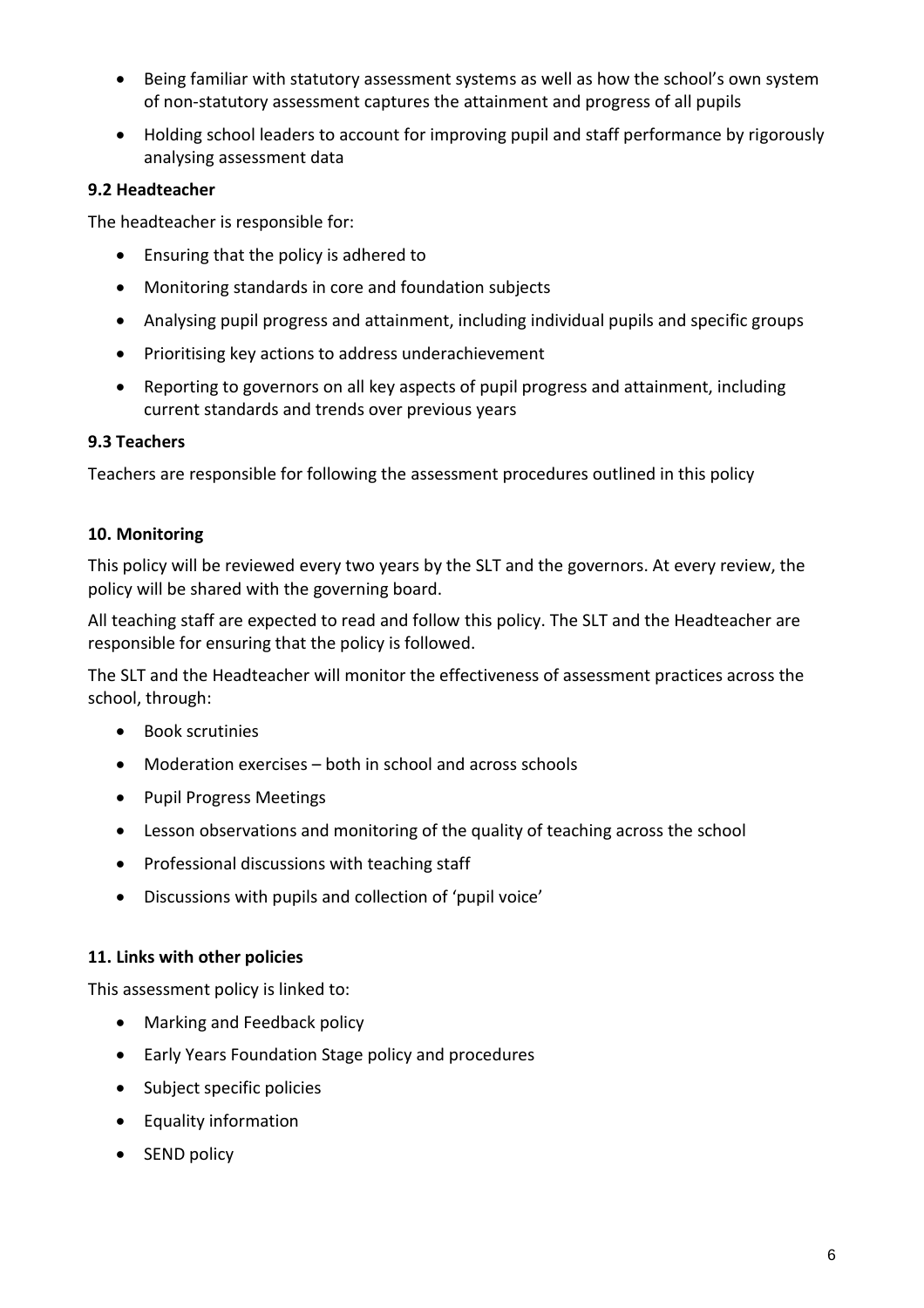- Being familiar with statutory assessment systems as well as how the school's own system of non-statutory assessment captures the attainment and progress of all pupils
- Holding school leaders to account for improving pupil and staff performance by rigorously analysing assessment data

### 9.2 Headteacher

The headteacher is responsible for:

- Ensuring that the policy is adhered to
- Monitoring standards in core and foundation subjects
- Analysing pupil progress and attainment, including individual pupils and specific groups
- Prioritising key actions to address underachievement
- Reporting to governors on all key aspects of pupil progress and attainment, including current standards and trends over previous years

### 9.3 Teachers

Teachers are responsible for following the assessment procedures outlined in this policy

## 10. Monitoring

This policy will be reviewed every two years by the SLT and the governors. At every review, the policy will be shared with the governing board.

All teaching staff are expected to read and follow this policy. The SLT and the Headteacher are responsible for ensuring that the policy is followed.

The SLT and the Headteacher will monitor the effectiveness of assessment practices across the school, through:

- Book scrutinies
- Moderation exercises – both in school and across schools
- Pupil Progress Meetings
- Lesson observations and monitoring of the quality of teaching across the school
- Professional discussions with teaching staff
- Discussions with pupils and collection of 'pupil voice'

## 11. Links with other policies

This assessment policy is linked to:

- Marking and Feedback policy
- Early Years Foundation Stage policy and procedures
- Subject specific policies
- Equality information
- SEND policy